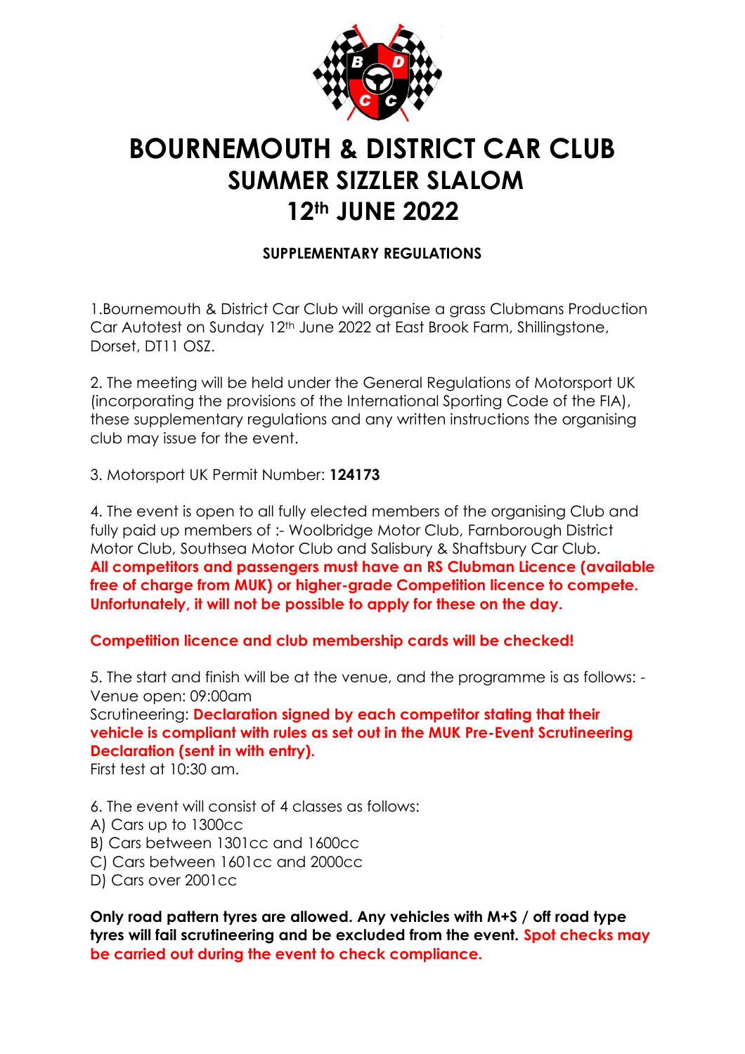# BOURNEMOUTH & DISTRICT CAR CLUB
# SUMMER SIZZLER SLALOM
# 12th JUNE 2022

### SUPPLEMENTARY REGULATIONS

1.Bournemouth & District Car Club will organise a grass Clubmans Production Car Autotest on Sunday 12th June 2022 at East Brook Farm, Shillingstone, Dorset, DT11 OSZ.

2. The meeting will be held under the General Regulations of Motorsport UK (incorporating the provisions of the International Sporting Code of the FIA), these supplementary regulations and any written instructions the organising club may issue for the event.

3. Motorsport UK Permit Number: **124173**

4. The event is open to all fully elected members of the organising Club and fully paid up members of :- Woolbridge Motor Club, Farnborough District Motor Club, Southsea Motor Club and Salisbury & Shaftsbury Car Club.
**All competitors and passengers must have an RS Clubman Licence (available free of charge from MUK) or higher-grade Competition licence to compete. Unfortunately, it will not be possible to apply for these on the day.**

**Competition licence and club membership cards will be checked!**

5. The start and finish will be at the venue, and the programme is as follows: -
Venue open: 09:00am
Scrutineering: **Declaration signed by each competitor stating that their vehicle is compliant with rules as set out in the MUK Pre-Event Scrutineering Declaration (sent in with entry).**
First test at 10:30 am.

6. The event will consist of 4 classes as follows:
A) Cars up to 1300cc
B) Cars between 1301cc and 1600cc
C) Cars between 1601cc and 2000cc
D) Cars over 2001cc

**Only road pattern tyres are allowed. Any vehicles with M+S / off road type tyres will fail scrutineering and be excluded from the event. Spot checks may be carried out during the event to check compliance.**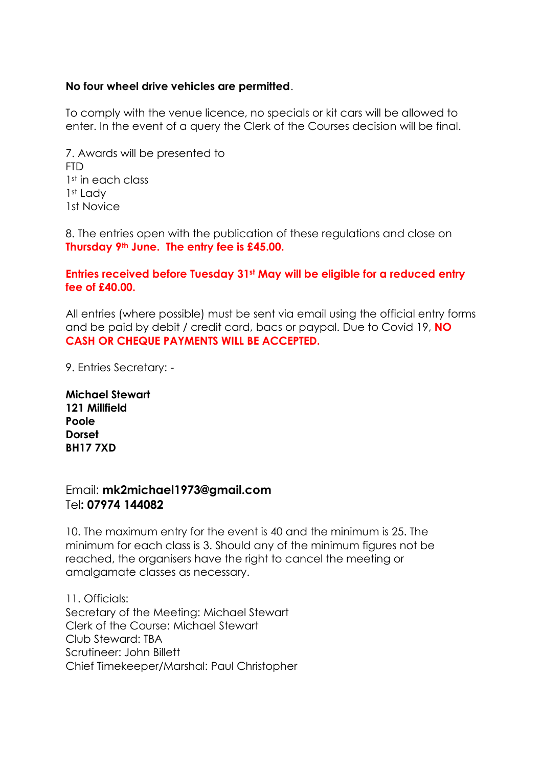**No four wheel drive vehicles are permitted**.

To comply with the venue licence, no specials or kit cars will be allowed to enter. In the event of a query the Clerk of the Courses decision will be final.

7. Awards will be presented to
FTD
1st in each class
1st Lady
1st Novice

8. The entries open with the publication of these regulations and close on **Thursday 9th June. The entry fee is £45.00.**

**Entries received before Tuesday 31st May will be eligible for a reduced entry fee of £40.00.**

All entries (where possible) must be sent via email using the official entry forms and be paid by debit / credit card, bacs or paypal. Due to Covid 19, **NO CASH OR CHEQUE PAYMENTS WILL BE ACCEPTED.**

9. Entries Secretary: -

**Michael Stewart**
**121 Millfield**
**Poole**
**Dorset**
**BH17 7XD**

Email: **mk2michael1973@gmail.com**
Tel**: 07974 144082**

10. The maximum entry for the event is 40 and the minimum is 25. The minimum for each class is 3. Should any of the minimum figures not be reached, the organisers have the right to cancel the meeting or amalgamate classes as necessary.

11. Officials:
Secretary of the Meeting: Michael Stewart
Clerk of the Course: Michael Stewart
Club Steward: TBA
Scrutineer: John Billett
Chief Timekeeper/Marshal: Paul Christopher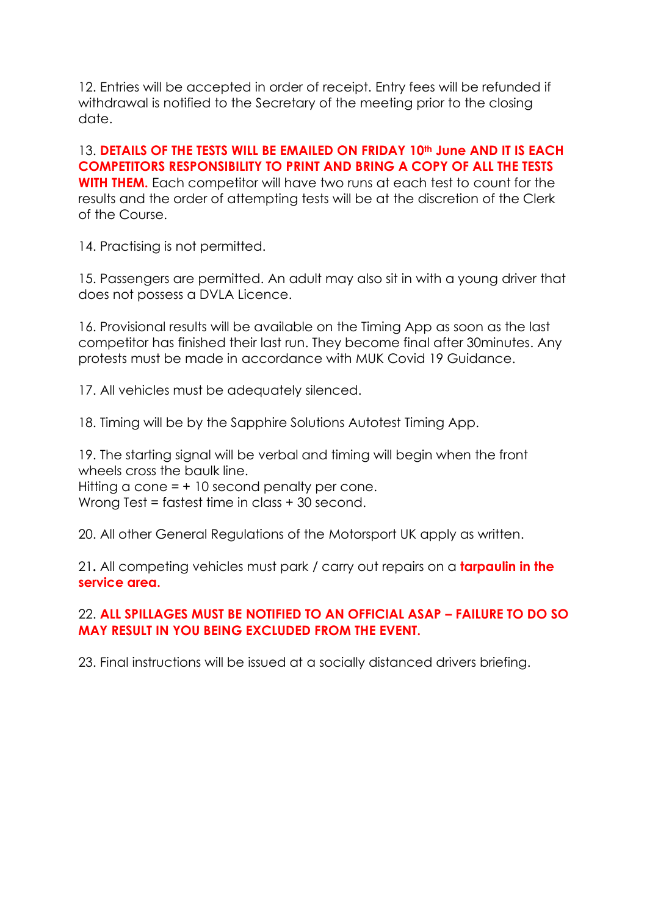12. Entries will be accepted in order of receipt. Entry fees will be refunded if withdrawal is notified to the Secretary of the meeting prior to the closing date.

13. **DETAILS OF THE TESTS WILL BE EMAILED ON FRIDAY 10th June AND IT IS EACH COMPETITORS RESPONSIBILITY TO PRINT AND BRING A COPY OF ALL THE TESTS WITH THEM.** Each competitor will have two runs at each test to count for the results and the order of attempting tests will be at the discretion of the Clerk of the Course.

14. Practising is not permitted.

15. Passengers are permitted. An adult may also sit in with a young driver that does not possess a DVLA Licence.

16. Provisional results will be available on the Timing App as soon as the last competitor has finished their last run. They become final after 30minutes. Any protests must be made in accordance with MUK Covid 19 Guidance.

17. All vehicles must be adequately silenced.

18. Timing will be by the Sapphire Solutions Autotest Timing App.

19. The starting signal will be verbal and timing will begin when the front wheels cross the baulk line.
Hitting a cone = + 10 second penalty per cone.
Wrong Test = fastest time in class + 30 second.

20. All other General Regulations of the Motorsport UK apply as written.

21. All competing vehicles must park / carry out repairs on a **tarpaulin in the service area.**

22. **ALL SPILLAGES MUST BE NOTIFIED TO AN OFFICIAL ASAP – FAILURE TO DO SO MAY RESULT IN YOU BEING EXCLUDED FROM THE EVENT.**

23. Final instructions will be issued at a socially distanced drivers briefing.